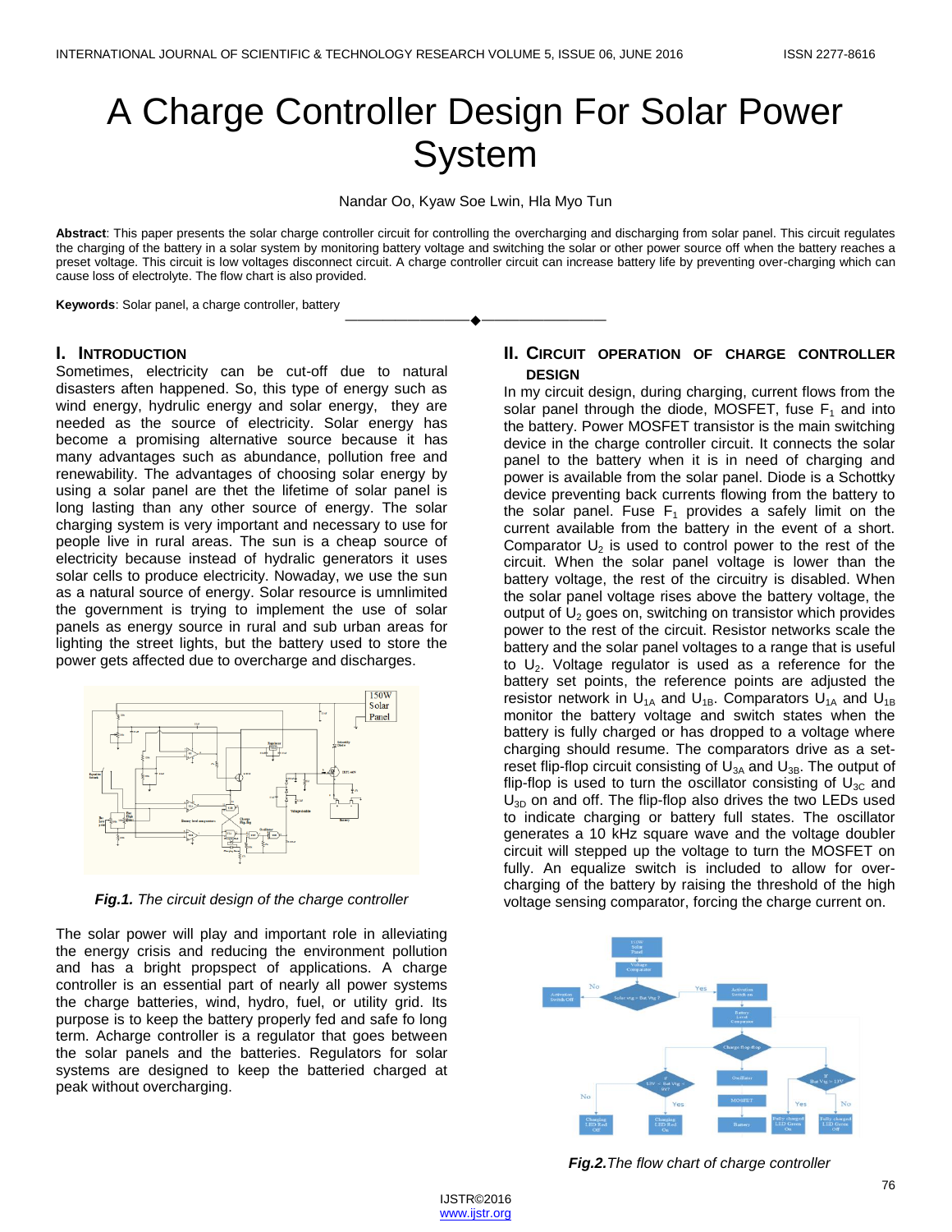# A Charge Controller Design For Solar Power System

Nandar Oo, Kyaw Soe Lwin, Hla Myo Tun

**Abstract**: This paper presents the solar charge controller circuit for controlling the overcharging and discharging from solar panel. This circuit regulates the charging of the battery in a solar system by monitoring battery voltage and switching the solar or other power source off when the battery reaches a preset voltage. This circuit is low voltages disconnect circuit. A charge controller circuit can increase battery life by preventing over-charging which can cause loss of electrolyte. The flow chart is also provided.

**Keywords**: Solar panel, a charge controller, battery

## I. Introduction

Sometimes, electricity can be cut-off due to natural disasters aften happened. So, this type of energy such as wind energy, hydrulic energy and solar energy, they are needed as the source of electricity. Solar energy has become a promising alternative source because it has many advantages such as abundance, pollution free and renewability. The advantages of choosing solar energy by using a solar panel are thet the lifetime of solar panel is long lasting than any other source of energy. The solar charging system is very important and necessary to use for people live in rural areas. The sun is a cheap source of electricity because instead of hydralic generators it uses solar cells to produce electricity. Noweday, we use the sun as a natural source of energy. Solar resource is umnlimited the government is trying to implement the use of solar panels as energy source in rural and sub urban areas for lighting the street lights, but the battery used to store the power gets affected due to overcharge and discharges.

*Fig.1. The circuit design of the charge controller*

The solar power will play and important role in alleviating the energy crisis and reducing the environment pollution and has a bright propspect of applications. A charge controller is an essential part of nearly all power systems the charge batteries, wind, hydro, fuel, or utility grid. Its purpose is to keep the battery properly fed and safe fo long term. Acharge controller is a regulator that goes between the solar panels and the batteries. Regulators for solar systems are designed to keep the batteried charged at peak without overcharging.

## II. Circuit Operation of Charge Controller Design

In my circuit design, during charging, current flows from the solar panel through the diode, MOSFET, fuse $F_1$ and into the battery. Power MOSFET transistor is the main switching device in the charge controller circuit. It connects the solar panel to the battery when it is in need of charging and power is available from the solar panel. Diode is a Schottky device preventing back currents flowing from the battery to the solar panel. Fuse $F_1$ provides a safely limit on the current available from the battery in the event of a short. Comparator $U_2$ is used to control power to the rest of the circuit. When the solar panel voltage is lower than the battery voltage, the rest of the circuitry is disabled. When the solar panel voltage rises above the battery voltage, the output of $U_2$ goes on, switching on transistor which provides power to the rest of the circuit. Resistor networks scale the battery and the solar panel voltages to a range that is useful to $U_2$. Voltage regulator is used as a reference for the battery set points, the reference points are adjusted the resistor network in $U_{1A}$ and $U_{1B}$. Comparators $U_{1A}$ and $U_{1B}$ monitor the battery voltage and switch states when the battery is fully charged or has dropped to a voltage where charging should resume. The comparators drive as a set-reset flip-flop circuit consisting of $U_{3A}$ and $U_{3B}$. The output of flip-flop is used to turn the oscillator consisting of $U_{3C}$ and $U_{3D}$ on and off. The flip-flop also drives the two LEDs used to indicate charging or battery full states. The oscillator generates a 10 kHz square wave and the voltage doubler circuit will stepped up the voltage to turn the MOSFET on fully. An equalize switch is included to allow for over-charging of the battery by raising the threshold of the high voltage sensing comparator, forcing the charge current on.

***Fig.2.** The flow chart of charge controller*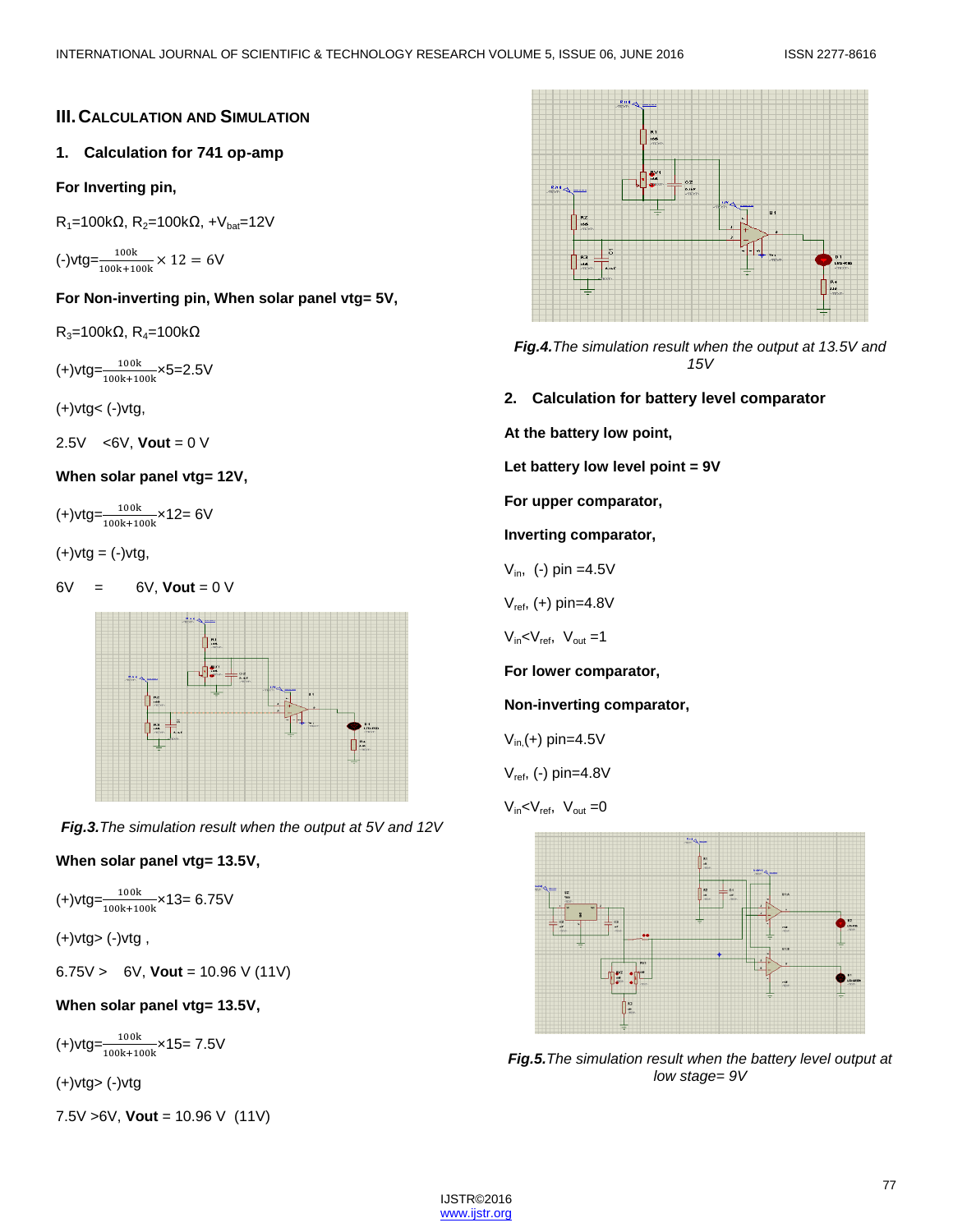## III. Calculation and Simulation

### 1. Calculation for 741 op-amp

**For Inverting pin,**

$R_1$=100kΩ, $R_2$=100kΩ, $+V_{bat}$=12V

(-)vtg=$\frac{100k}{100k+100k} \times 12 = 6V$

**For Non-inverting pin, When solar panel vtg= 5V,**

$R_3$=100kΩ, $R_4$=100kΩ

(+)vtg=$\frac{100k}{100k+100k}$×5=2.5V

(+)vtg< (-)vtg,

2.5V <6V, **Vout** = 0 V

**When solar panel vtg= 12V,**

(+)vtg=$\frac{100k}{100k+100k}$×12= 6V

(+)vtg = (-)vtg,

6V = 6V, **Vout** = 0 V

***Fig.3.*** *The simulation result when the output at 5V and 12V*

**When solar panel vtg= 13.5V,**

(+)vtg=$\frac{100k}{100k+100k}$×13= 6.75V

(+)vtg> (-)vtg ,

6.75V > 6V, **Vout** = 10.96 V (11V)

**When solar panel vtg= 13.5V,**

(+)vtg=$\frac{100k}{100k+100k}$×15= 7.5V

(+)vtg> (-)vtg

7.5V >6V, **Vout** = 10.96 V (11V)

***Fig.4.*** *The simulation result when the output at 13.5V and 15V*

### 2. Calculation for battery level comparator

**At the battery low point,**

**Let battery low level point = 9V**

**For upper comparator,**

**Inverting comparator,**

$V_{in}$, (-) pin =4.5V

$V_{ref}$, (+) pin=4.8V

$V_{in}$<$V_{ref}$, $V_{out}$ =1

**For lower comparator,**

**Non-inverting comparator,**

$V_{in}$,(+) pin=4.5V

$V_{ref}$, (-) pin=4.8V

$V_{in}$<$V_{ref}$, $V_{out}$ =0

***Fig.5.*** *The simulation result when the battery level output at low stage= 9V*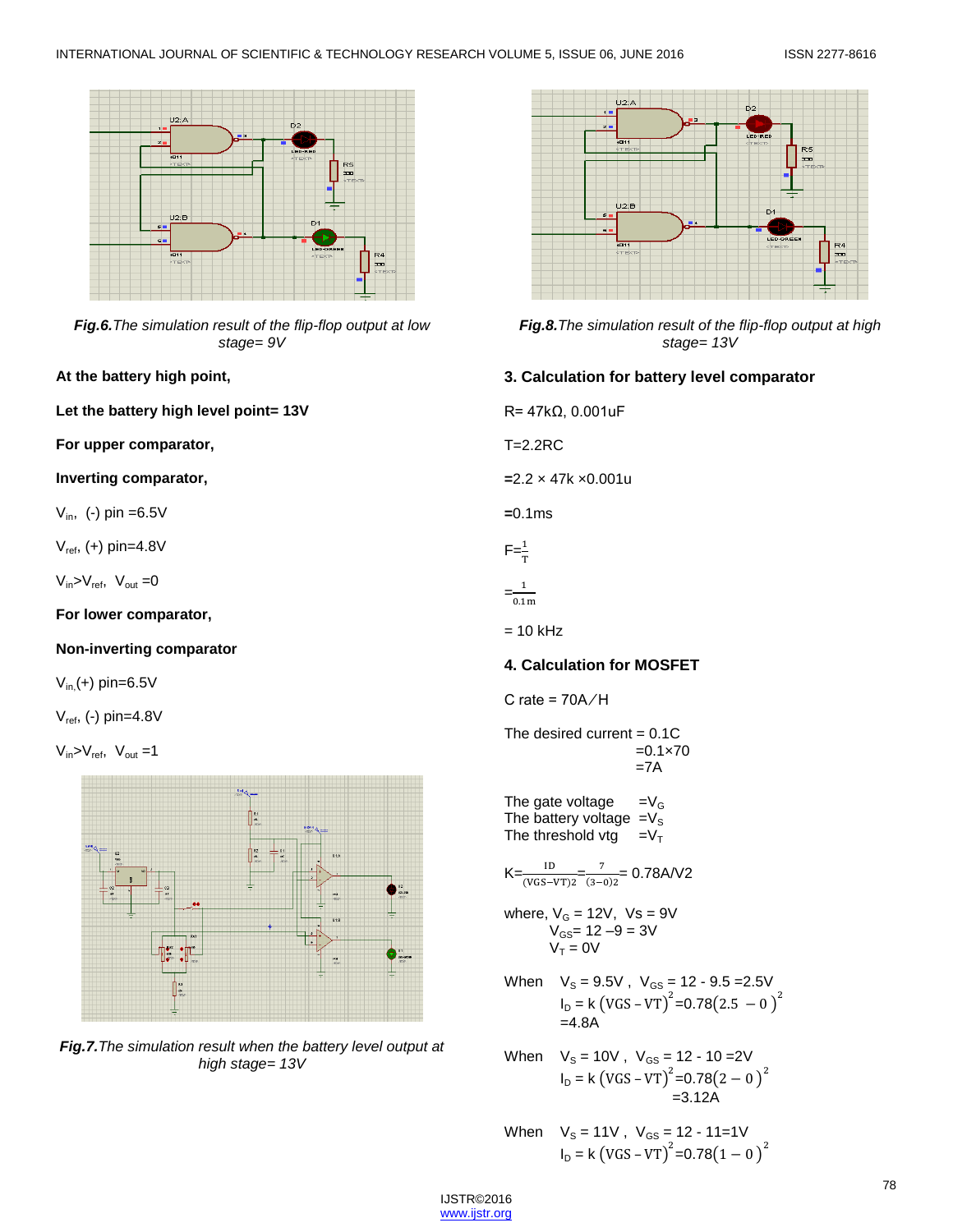*Fig.6.The simulation result of the flip-flop output at low stage= 9V*

**At the battery high point,**

**Let the battery high level point= 13V**

**For upper comparator,**

**Inverting comparator,**

$V_{in}$, (-) pin =6.5V

$V_{ref}$, (+) pin=4.8V

$V_{in}>V_{ref}$, $V_{out}$ =0

**For lower comparator,**

**Non-inverting comparator**

$V_{in}$,(+) pin=6.5V

$V_{ref}$, (-) pin=4.8V

$V_{in}>V_{ref}$, $V_{out}$ =1

*Fig.7.The simulation result when the battery level output at high stage= 13V*

*Fig.8.The simulation result of the flip-flop output at high stage= 13V*

**3. Calculation for battery level comparator**

R= 47kΩ, 0.001uF

T=2.2RC

=2.2 × 47k ×0.001u

=0.1ms

$F=\frac{1}{T}$

$=\frac{1}{0.1m}$

= 10 kHz

**4. Calculation for MOSFET**

C rate = 70A/H

The desired current = 0.1C
=0.1×70
=7A

The gate voltage =$V_G$
The battery voltage =$V_S$
The threshold vtg =$V_T$

$K=\frac{ID}{(VGS-VT)2}=\frac{7}{(3-0)2}$= 0.78A/V2

where, $V_G$ = 12V, Vs = 9V
$V_{GS}$= 12 –9 = 3V
$V_T$ = 0V

When $V_S$ = 9.5V , $V_{GS}$ = 12 - 9.5 =2.5V
$I_D = k\,(VGS - VT)^2 = 0.78(2.5\ - 0\,)^2$
=4.8A

When $V_S$ = 10V , $V_{GS}$ = 12 - 10 =2V
$I_D = k\,(VGS - VT)^2 = 0.78(2 - 0\,)^2$
=3.12A

When $V_S$ = 11V , $V_{GS}$ = 12 - 11=1V
$I_D = k\,(VGS - VT)^2 = 0.78(1 - 0\,)^2$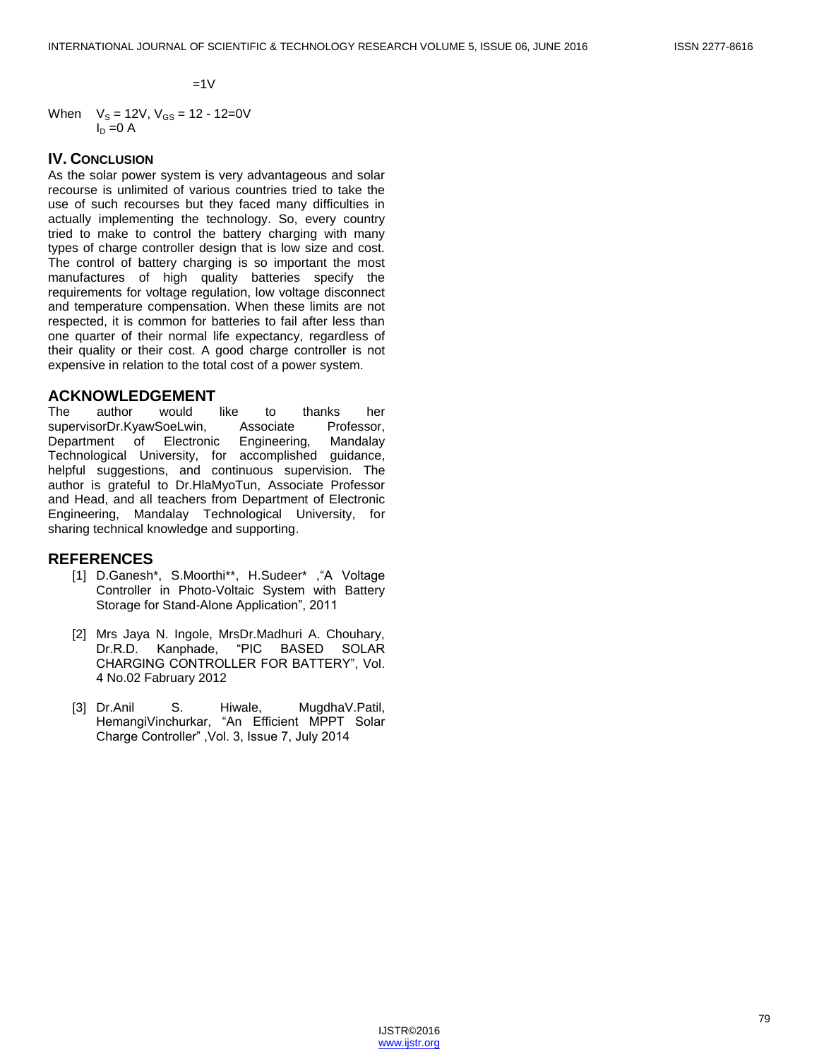$=1V$

When $V_S = 12V$, $V_{GS} = 12 - 12 = 0V$

$I_D = 0$ A

## IV. Conclusion

As the solar power system is very advantageous and solar recourse is unlimited of various countries tried to take the use of such recourses but they faced many difficulties in actually implementing the technology. So, every country tried to make to control the battery charging with many types of charge controller design that is low size and cost. The control of battery charging is so important the most manufactures of high quality batteries specify the requirements for voltage regulation, low voltage disconnect and temperature compensation. When these limits are not respected, it is common for batteries to fail after less than one quarter of their normal life expectancy, regardless of their quality or their cost. A good charge controller is not expensive in relation to the total cost of a power system.

## ACKNOWLEDGEMENT

The author would like to thanks her supervisorDr.KyawSoeLwin, Associate Professor, Department of Electronic Engineering, Mandalay Technological University, for accomplished guidance, helpful suggestions, and continuous supervision. The author is grateful to Dr.HlaMyoTun, Associate Professor and Head, and all teachers from Department of Electronic Engineering, Mandalay Technological University, for sharing technical knowledge and supporting.

## REFERENCES

[1] D.Ganesh*, S.Moorthi**, H.Sudeer* ,"A Voltage Controller in Photo-Voltaic System with Battery Storage for Stand-Alone Application", 2011

[2] Mrs Jaya N. Ingole, MrsDr.Madhuri A. Chouhary, Dr.R.D. Kanphade, "PIC BASED SOLAR CHARGING CONTROLLER FOR BATTERY", Vol. 4 No.02 Fabruary 2012

[3] Dr.Anil S. Hiwale, MugdhaV.Patil, HemangiVinchurkar, "An Efficient MPPT Solar Charge Controller" ,Vol. 3, Issue 7, July 2014